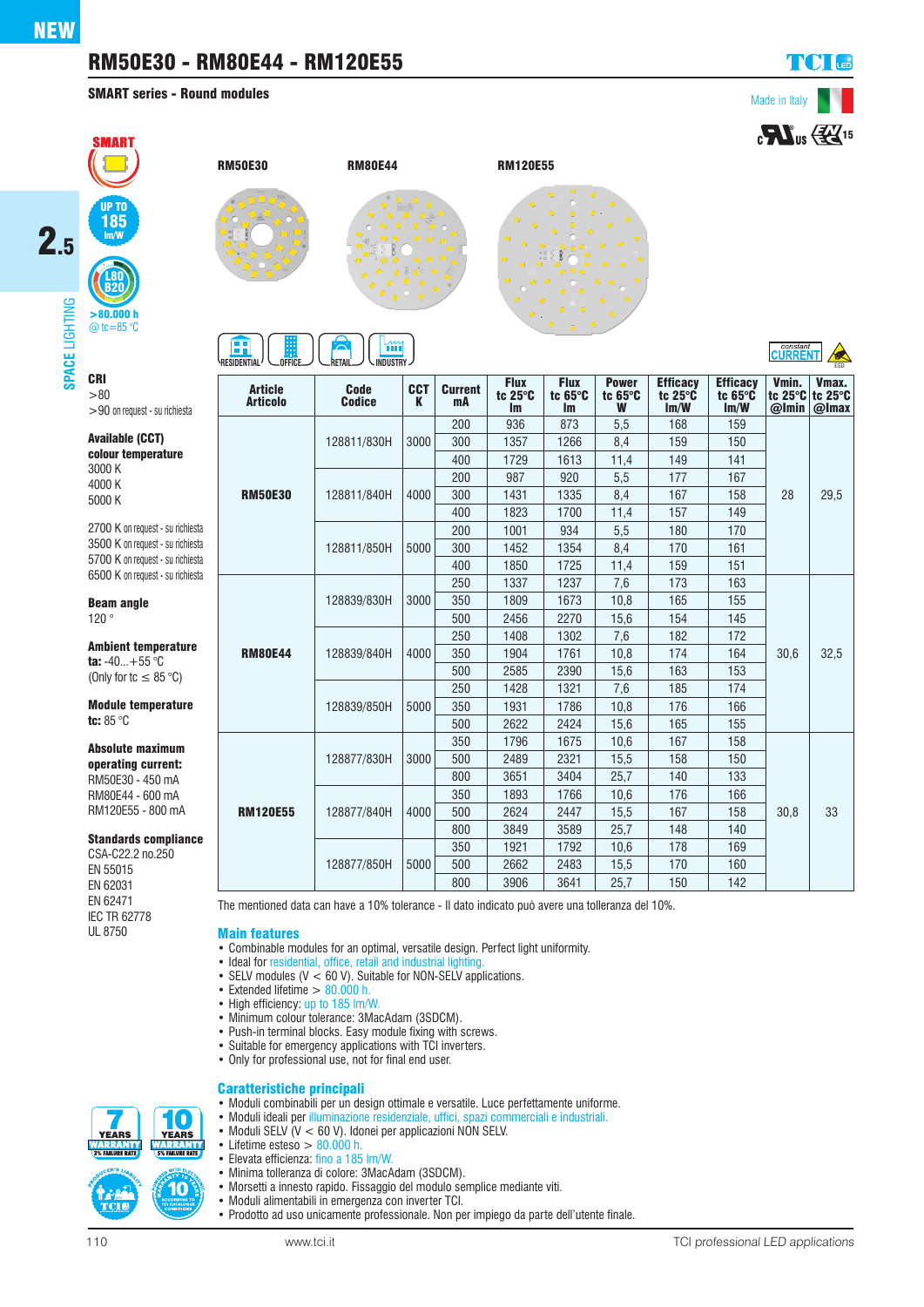NEW

# RM50E30 - RM80E44 - RM120E55

**SMART series - Round modules**

Made in Italy

SMART

UP TO 185 lm/W

L80 B20 >80.000 h @ tc=85 °C

RM50E30 RM80E44 RM120E55

RESIDENTIAL OFFICE RETAIL INDUSTRY

constant CURRENT ESD

**CRI**
>80
>90 on request - su richiesta

**Available (CCT) colour temperature**
3000 K
4000 K
5000 K

2700 K on request - su richiesta
3500 K on request - su richiesta
5700 K on request - su richiesta
6500 K on request - su richiesta

**Beam angle**
120 °

**Ambient temperature**
**ta:** -40...+55 °C
(Only for tc ≤ 85 °C)

**Module temperature**
**tc:** 85 °C

**Absolute maximum operating current:**
RM50E30 - 450 mA
RM80E44 - 600 mA
RM120E55 - 800 mA

**Standards compliance**
CSA-C22.2 no.250
EN 55015
EN 62031
EN 62471
IEC TR 62778
UL 8750

| Article Articolo | Code Codice | CCT K | Current mA | Flux tc 25°C lm | Flux tc 65°C lm | Power tc 65°C W | Efficacy tc 25°C lm/W | Efficacy tc 65°C lm/W | Vmin. tc 25°C @Imin | Vmax. tc 25°C @Imax |
|---|---|---|---|---|---|---|---|---|---|---|
| RM50E30 | 128811/830H | 3000 | 200 | 936 | 873 | 5,5 | 168 | 159 | 28 | 29,5 |
| | | | 300 | 1357 | 1266 | 8,4 | 159 | 150 | | |
| | | | 400 | 1729 | 1613 | 11,4 | 149 | 141 | | |
| | 128811/840H | 4000 | 200 | 987 | 920 | 5,5 | 177 | 167 | | |
| | | | 300 | 1431 | 1335 | 8,4 | 167 | 158 | | |
| | | | 400 | 1823 | 1700 | 11,4 | 157 | 149 | | |
| | 128811/850H | 5000 | 200 | 1001 | 934 | 5,5 | 180 | 170 | | |
| | | | 300 | 1452 | 1354 | 8,4 | 170 | 161 | | |
| | | | 400 | 1850 | 1725 | 11,4 | 159 | 151 | | |
| RM80E44 | 128839/830H | 3000 | 250 | 1337 | 1237 | 7,6 | 173 | 163 | 30,6 | 32,5 |
| | | | 350 | 1809 | 1673 | 10,8 | 165 | 155 | | |
| | | | 500 | 2456 | 2270 | 15,6 | 154 | 145 | | |
| | 128839/840H | 4000 | 250 | 1408 | 1302 | 7,6 | 182 | 172 | | |
| | | | 350 | 1904 | 1761 | 10,8 | 174 | 164 | | |
| | | | 500 | 2585 | 2390 | 15,6 | 163 | 153 | | |
| | 128839/850H | 5000 | 250 | 1428 | 1321 | 7,6 | 185 | 174 | | |
| | | | 350 | 1931 | 1786 | 10,8 | 176 | 166 | | |
| | | | 500 | 2622 | 2424 | 15,6 | 165 | 155 | | |
| RM120E55 | 128877/830H | 3000 | 350 | 1796 | 1675 | 10,6 | 167 | 158 | 30,8 | 33 |
| | | | 500 | 2489 | 2321 | 15,5 | 158 | 150 | | |
| | | | 800 | 3651 | 3404 | 25,7 | 140 | 133 | | |
| | 128877/840H | 4000 | 350 | 1893 | 1766 | 10,6 | 176 | 166 | | |
| | | | 500 | 2624 | 2447 | 15,5 | 167 | 158 | | |
| | | | 800 | 3849 | 3589 | 25,7 | 148 | 140 | | |
| | 128877/850H | 5000 | 350 | 1921 | 1792 | 10,6 | 178 | 169 | | |
| | | | 500 | 2662 | 2483 | 15,5 | 170 | 160 | | |
| | | | 800 | 3906 | 3641 | 25,7 | 150 | 142 | | |

The mentioned data can have a 10% tolerance - Il dato indicato può avere una tolleranza del 10%.

## Main features

- Combinable modules for an optimal, versatile design. Perfect light uniformity.
- Ideal for residential, office, retail and industrial lighting.
- SELV modules (V < 60 V). Suitable for NON-SELV applications.
- Extended lifetime > 80.000 h.
- High efficiency: up to 185 lm/W.
- Minimum colour tolerance: 3MacAdam (3SDCM).
- Push-in terminal blocks. Easy module fixing with screws.
- Suitable for emergency applications with TCI inverters.
- Only for professional use, not for final end user.

## Caratteristiche principali

- Moduli combinabili per un design ottimale e versatile. Luce perfettamente uniforme.
- Moduli ideali per illuminazione residenziale, uffici, spazi commerciali e industriali.
- Moduli SELV (V < 60 V). Idonei per applicazioni NON SELV.
- Lifetime esteso > 80.000 h.
- Elevata efficienza: fino a 185 lm/W.
- Minima tolleranza di colore: 3MacAdam (3SDCM).
- Morsetti a innesto rapido. Fissaggio del modulo semplice mediante viti.
- Moduli alimentabili in emergenza con inverter TCI.
- Prodotto ad uso unicamente professionale. Non per impiego da parte dell'utente finale.

7 YEARS WARRANTY 3% FAILURE RATE — 10 YEARS WARRANTY 5% FAILURE RATE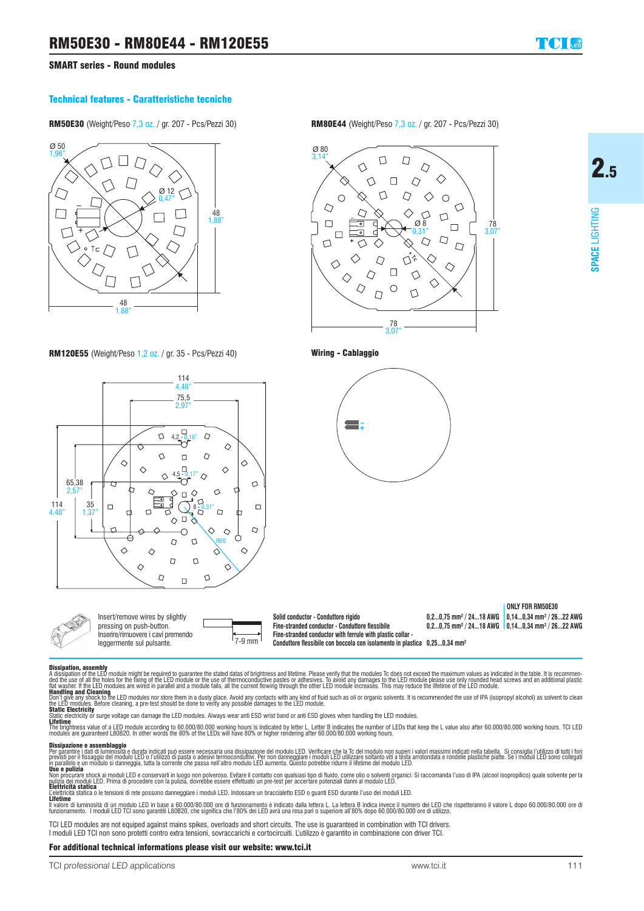# RM50E30 - RM80E44 - RM120E55

**SMART series - Round modules**

## Technical features - Caratteristiche tecniche

**RM50E30** (Weight/Peso 7,3 oz. / gr. 207 - Pcs/Pezzi 30)

Ø 50
1,96"
Ø 12
0,47"
48
1,88"
48
1,88"
Tc

**RM80E44** (Weight/Peso 7,3 oz. / gr. 207 - Pcs/Pezzi 30)

Ø 80
3,14"
Ø 8
0,31"
78
3,07"
78
3,07"
Tc

**RM120E55** (Weight/Peso 1,2 oz. / gr. 35 - Pcs/Pezzi 40)

114
4,48"
75,5
2,97"
4,2 - 0,16"
4,5 - 0,17"
8 - 0,31"
65,38
2,57"
35
1,37"
114
4,48"
R60

**Wiring - Cablaggio**

Insert/remove wires by slightly pressing on push-button.
Inserire/rimuovere i cavi premendo leggermente sul pulsante.

7-9 mm

| | | ONLY FOR RM50E30 |
|---|---|---|
| Solid conductor - Conduttore rigido | 0,2...0,75 mm² / 24...18 AWG | 0,14...0,34 mm² / 26...22 AWG |
| Fine-stranded conductor - Conduttore flessibile | 0,2...0,75 mm² / 24...18 AWG | 0,14...0,34 mm² / 26...22 AWG |
| Fine-stranded conductor with ferrule with plastic collar - Conduttore flessibile con boccola con isolamento in plastica | 0,25...0,34 mm² | |

**Dissipation, assembly**
A dissipation of the LED module might be required to guarantee the stated datas of brightness and lifetime. Please verify that the modules Tc does not exceed the maximum values as indicated in the table. It is recommended the use of all the holes for the fixing of the LED module or the use of thermoconductive pastes or adhesives. To avoid any damages to the LED module please use only rounded head screws and an additional plastic flat washer. If the LED modules are wired in parallel and a module fails, all the current flowing through the other LED module increases. This may reduce the lifetime of the LED module.
**Handling and Cleaning**
Don't give any shock to the LED modules nor store them in a dusty place. Avoid any contacts with any kind of fluid such as oil or organic solvents. It is recommended the use of IPA (isopropyl alcohol) as solvent to clean the LED modules. Before cleaning, a pre-test should be done to verify any possible damages to the LED module.
**Static Electricity**
Static electricity or surge voltage can damage the LED modules. Always wear anti ESD wrist band or anti ESD gloves when handling the LED modules.
**Lifetime**
The brightness value of a LED module according to 60.000/80.000 working hours is indicated by letter L. Letter B indicates the number of LEDs that keep the L value also after 60.000/80.000 working hours. TCI LED modules are guaranteed L80B20. In other words the 80% of the LEDs will have 80% or higher rendering after 60.000/80.000 working hours.

**Dissipazione e assemblaggio**
Per garantire i dati di luminosità e durata indicati può essere necessaria una dissipazione del modulo LED. Verificare che la Tc del modulo non superi i valori massimi indicati nella tabella. Si consiglia l'utilizzo di tutti i fori previsti per il fissaggio del modulo LED o l'utilizzo di pasta o adesivi termoconduttivi. Per non danneggiare i moduli LED utilizzare soltanto viti a testa arrotondata e rondelle plastiche piatte. Se i moduli LED sono collegati in parallelo e un modulo si danneggia, tutta la corrente che passa nell'altro modulo LED aumenta. Questo potrebbe ridurre il lifetime del modulo LED.
**Uso e pulizia**
Non procurare shock ai moduli LED e conservarli in luogo non polveroso. Evitare il contatto con qualsiasi tipo di fluido, come olio o solventi organici. Si raccomanda l'uso di IPA (alcool isopropilico) quale solvente per la pulizia dei moduli LED. Prima di procedere con la pulizia, dovrebbe essere effettuato un pre-test per accertare potenziali danni al modulo LED.
**Elettricità statica**
L'elettricità statica o le tensioni di rete possono danneggiare i moduli LED. Indossare un braccialetto ESD o guanti ESD durante l'uso dei moduli LED.
**Lifetime**
Il valore di luminosità di un modulo LED in base a 60.000/80.000 ore di funzionamento è indicato dalla lettera L. La lettera B indica invece il numero dei LED che rispetteranno il valore L dopo 60.000/80.000 ore di funzionamento. I moduli LED TCI sono garantiti L80B20, che significa che l'80% dei LED avrà una resa pari o superiore all'80% dopo 60.000/80.000 ore di utilizzo.

TCI LED modules are not equiped against mains spikes, overloads and short circuits. The use is guaranteed in combination with TCI drivers.
I moduli LED TCI non sono protetti contro extra tensioni, sovraccarichi e cortocircuiti. L'utilizzo è garantito in combinazione con driver TCI.

**For additional technical informations please visit our website: www.tci.it**